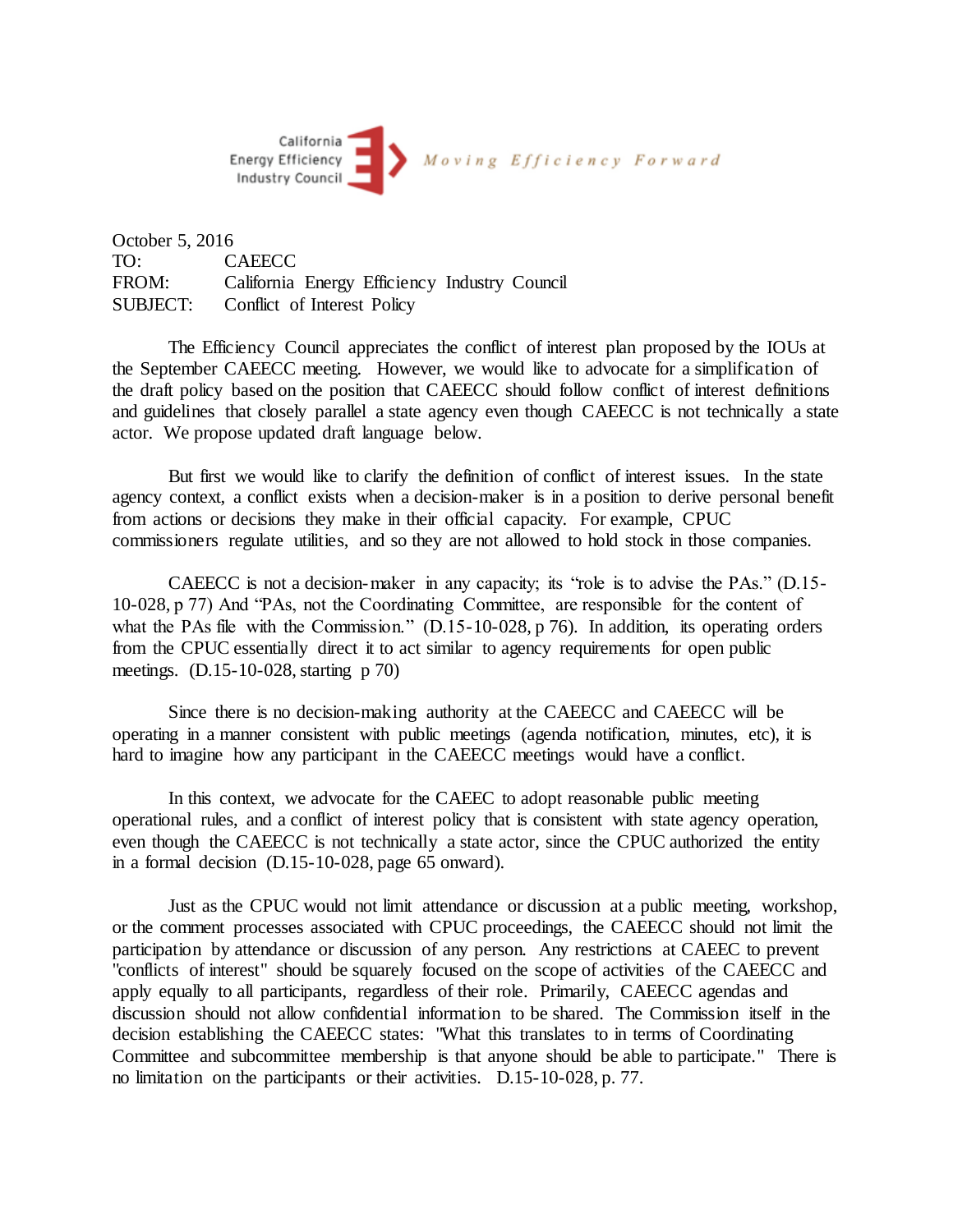California Energy Efficiency Industry Council — *Moving Efficiency Forward*

October 5, 2016
TO: CAEECC
FROM: California Energy Efficiency Industry Council
SUBJECT: Conflict of Interest Policy

The Efficiency Council appreciates the conflict of interest plan proposed by the IOUs at the September CAEECC meeting. However, we would like to advocate for a simplification of the draft policy based on the position that CAEECC should follow conflict of interest definitions and guidelines that closely parallel a state agency even though CAEECC is not technically a state actor. We propose updated draft language below.

But first we would like to clarify the definition of conflict of interest issues. In the state agency context, a conflict exists when a decision-maker is in a position to derive personal benefit from actions or decisions they make in their official capacity. For example, CPUC commissioners regulate utilities, and so they are not allowed to hold stock in those companies.

CAEECC is not a decision-maker in any capacity; its "role is to advise the PAs." (D.15-10-028, p 77) And "PAs, not the Coordinating Committee, are responsible for the content of what the PAs file with the Commission." (D.15-10-028, p 76). In addition, its operating orders from the CPUC essentially direct it to act similar to agency requirements for open public meetings. (D.15-10-028, starting p 70)

Since there is no decision-making authority at the CAEECC and CAEECC will be operating in a manner consistent with public meetings (agenda notification, minutes, etc), it is hard to imagine how any participant in the CAEECC meetings would have a conflict.

In this context, we advocate for the CAEEC to adopt reasonable public meeting operational rules, and a conflict of interest policy that is consistent with state agency operation, even though the CAEECC is not technically a state actor, since the CPUC authorized the entity in a formal decision (D.15-10-028, page 65 onward).

Just as the CPUC would not limit attendance or discussion at a public meeting, workshop, or the comment processes associated with CPUC proceedings, the CAEECC should not limit the participation by attendance or discussion of any person. Any restrictions at CAEEC to prevent "conflicts of interest" should be squarely focused on the scope of activities of the CAEECC and apply equally to all participants, regardless of their role. Primarily, CAEECC agendas and discussion should not allow confidential information to be shared. The Commission itself in the decision establishing the CAEECC states: "What this translates to in terms of Coordinating Committee and subcommittee membership is that anyone should be able to participate." There is no limitation on the participants or their activities. D.15-10-028, p. 77.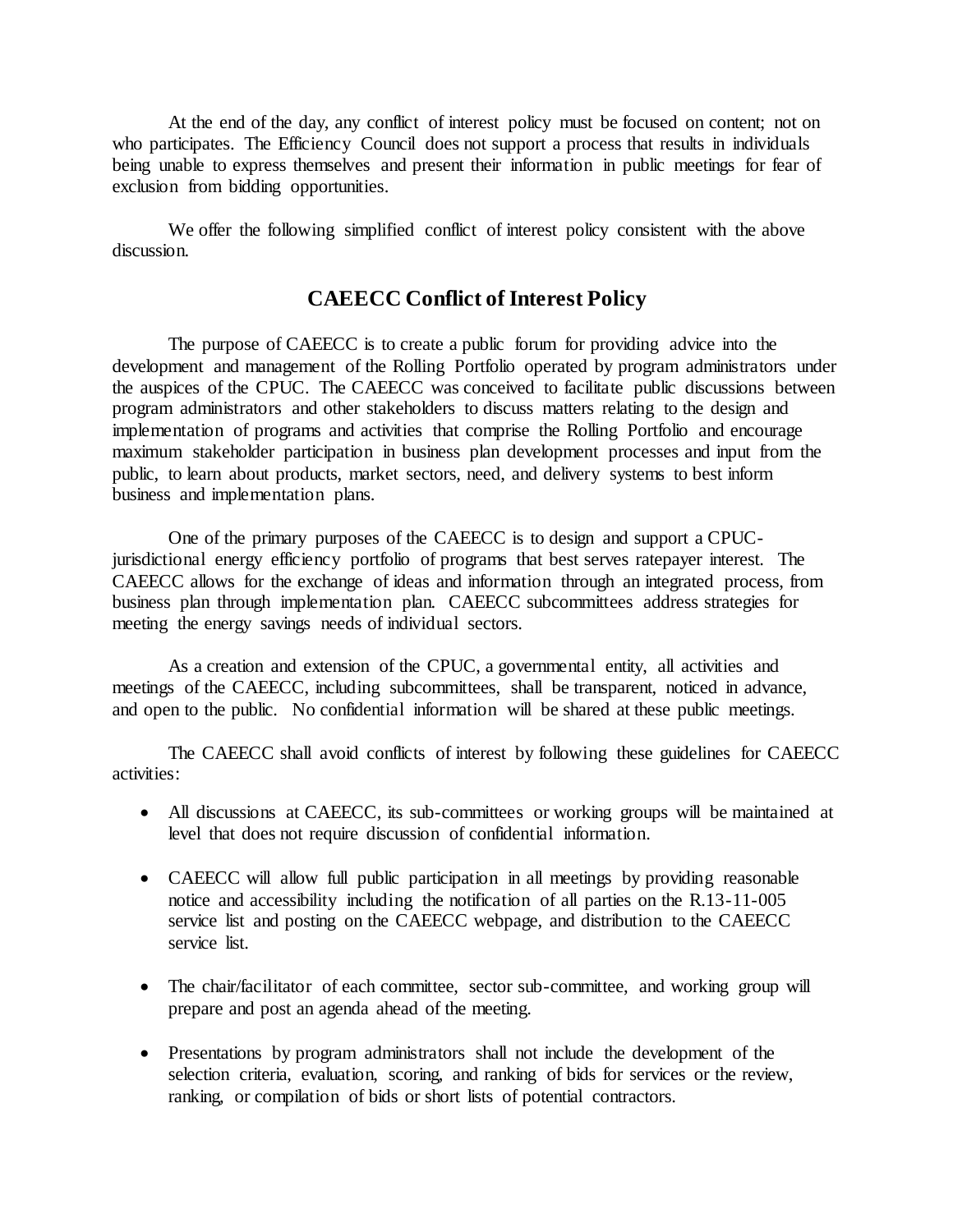At the end of the day, any conflict of interest policy must be focused on content; not on who participates. The Efficiency Council does not support a process that results in individuals being unable to express themselves and present their information in public meetings for fear of exclusion from bidding opportunities.

We offer the following simplified conflict of interest policy consistent with the above discussion.

## CAEECC Conflict of Interest Policy

The purpose of CAEECC is to create a public forum for providing advice into the development and management of the Rolling Portfolio operated by program administrators under the auspices of the CPUC. The CAEECC was conceived to facilitate public discussions between program administrators and other stakeholders to discuss matters relating to the design and implementation of programs and activities that comprise the Rolling Portfolio and encourage maximum stakeholder participation in business plan development processes and input from the public, to learn about products, market sectors, need, and delivery systems to best inform business and implementation plans.

One of the primary purposes of the CAEECC is to design and support a CPUC-jurisdictional energy efficiency portfolio of programs that best serves ratepayer interest. The CAEECC allows for the exchange of ideas and information through an integrated process, from business plan through implementation plan. CAEECC subcommittees address strategies for meeting the energy savings needs of individual sectors.

As a creation and extension of the CPUC, a governmental entity, all activities and meetings of the CAEECC, including subcommittees, shall be transparent, noticed in advance, and open to the public. No confidential information will be shared at these public meetings.

The CAEECC shall avoid conflicts of interest by following these guidelines for CAEECC activities:

- All discussions at CAEECC, its sub-committees or working groups will be maintained at level that does not require discussion of confidential information.
- CAEECC will allow full public participation in all meetings by providing reasonable notice and accessibility including the notification of all parties on the R.13-11-005 service list and posting on the CAEECC webpage, and distribution to the CAEECC service list.
- The chair/facilitator of each committee, sector sub-committee, and working group will prepare and post an agenda ahead of the meeting.
- Presentations by program administrators shall not include the development of the selection criteria, evaluation, scoring, and ranking of bids for services or the review, ranking, or compilation of bids or short lists of potential contractors.